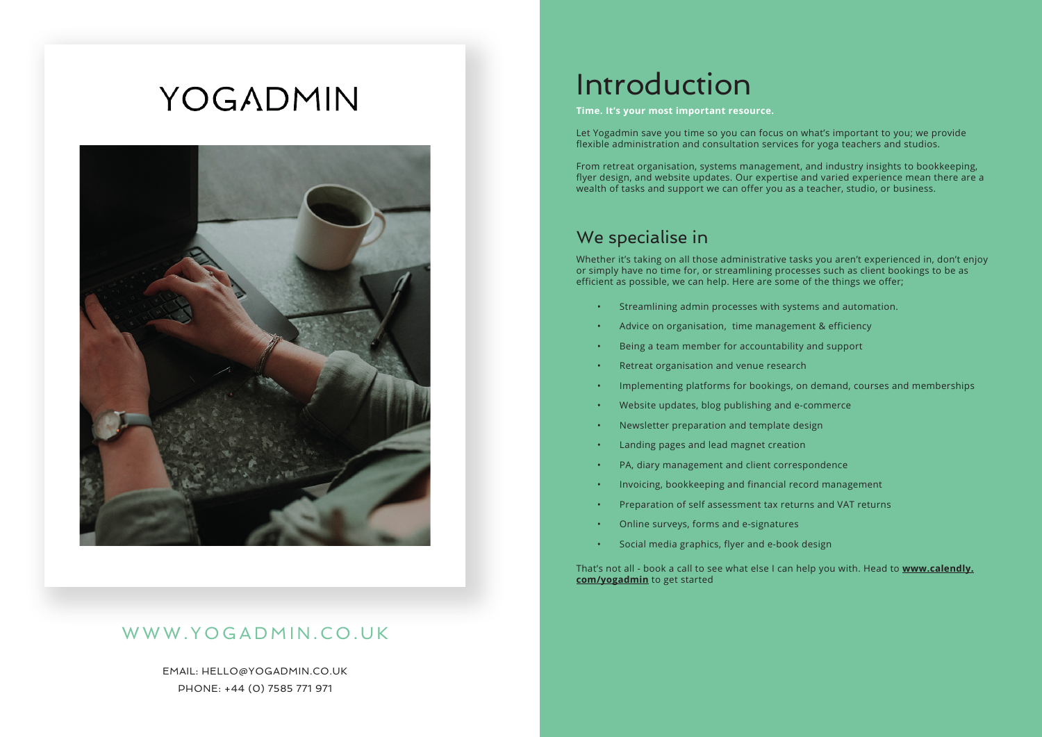# YOGADMIN

WWW.YOGADMIN.CO.UK

EMAIL: HELLO@YOGADMIN.CO.UK
PHONE: +44 (0) 7585 771 971

# Introduction

**Time. It's your most important resource.**

Let Yogadmin save you time so you can focus on what's important to you; we provide flexible administration and consultation services for yoga teachers and studios.

From retreat organisation, systems management, and industry insights to bookkeeping, flyer design, and website updates. Our expertise and varied experience mean there are a wealth of tasks and support we can offer you as a teacher, studio, or business.

## We specialise in

Whether it's taking on all those administrative tasks you aren't experienced in, don't enjoy or simply have no time for, or streamlining processes such as client bookings to be as efficient as possible, we can help. Here are some of the things we offer;

- Streamlining admin processes with systems and automation.
- Advice on organisation, time management & efficiency
- Being a team member for accountability and support
- Retreat organisation and venue research
- Implementing platforms for bookings, on demand, courses and memberships
- Website updates, blog publishing and e-commerce
- Newsletter preparation and template design
- Landing pages and lead magnet creation
- PA, diary management and client correspondence
- Invoicing, bookkeeping and financial record management
- Preparation of self assessment tax returns and VAT returns
- Online surveys, forms and e-signatures
- Social media graphics, flyer and e-book design

That's not all - book a call to see what else I can help you with. Head to **www.calendly.com/yogadmin** to get started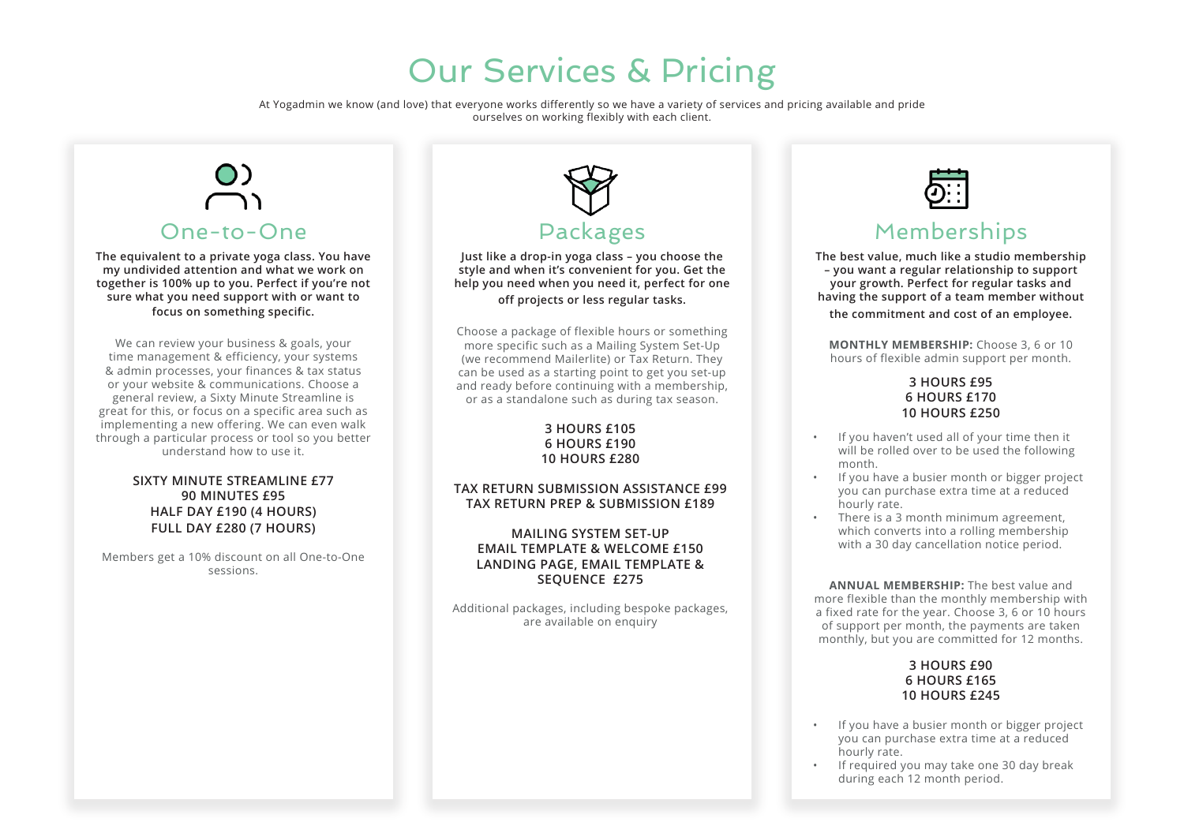# Our Services & Pricing

At Yogadmin we know (and love) that everyone works differently so we have a variety of services and pricing available and pride ourselves on working flexibly with each client.

## One-to-One

**The equivalent to a private yoga class. You have my undivided attention and what we work on together is 100% up to you. Perfect if you're not sure what you need support with or want to focus on something specific.**

We can review your business & goals, your time management & efficiency, your systems & admin processes, your finances & tax status or your website & communications. Choose a general review, a Sixty Minute Streamline is great for this, or focus on a specific area such as implementing a new offering. We can even walk through a particular process or tool so you better understand how to use it.

**SIXTY MINUTE STREAMLINE £77**
**90 MINUTES £95**
**HALF DAY £190 (4 HOURS)**
**FULL DAY £280 (7 HOURS)**

Members get a 10% discount on all One-to-One sessions.

## Packages

**Just like a drop-in yoga class – you choose the style and when it's convenient for you. Get the help you need when you need it, perfect for one off projects or less regular tasks.**

Choose a package of flexible hours or something more specific such as a Mailing System Set-Up (we recommend Mailerlite) or Tax Return. They can be used as a starting point to get you set-up and ready before continuing with a membership, or as a standalone such as during tax season.

**3 HOURS £105**
**6 HOURS £190**
**10 HOURS £280**

**TAX RETURN SUBMISSION ASSISTANCE £99**
**TAX RETURN PREP & SUBMISSION £189**

**MAILING SYSTEM SET-UP**
**EMAIL TEMPLATE & WELCOME £150**
**LANDING PAGE, EMAIL TEMPLATE & SEQUENCE £275**

Additional packages, including bespoke packages, are available on enquiry

## Memberships

**The best value, much like a studio membership – you want a regular relationship to support your growth. Perfect for regular tasks and having the support of a team member without the commitment and cost of an employee.**

**MONTHLY MEMBERSHIP:** Choose 3, 6 or 10 hours of flexible admin support per month.

**3 HOURS £95**
**6 HOURS £170**
**10 HOURS £250**

- If you haven't used all of your time then it will be rolled over to be used the following month.
- If you have a busier month or bigger project you can purchase extra time at a reduced hourly rate.
- There is a 3 month minimum agreement, which converts into a rolling membership with a 30 day cancellation notice period.

**ANNUAL MEMBERSHIP:** The best value and more flexible than the monthly membership with a fixed rate for the year. Choose 3, 6 or 10 hours of support per month, the payments are taken monthly, but you are committed for 12 months.

**3 HOURS £90**
**6 HOURS £165**
**10 HOURS £245**

- If you have a busier month or bigger project you can purchase extra time at a reduced hourly rate.
- If required you may take one 30 day break during each 12 month period.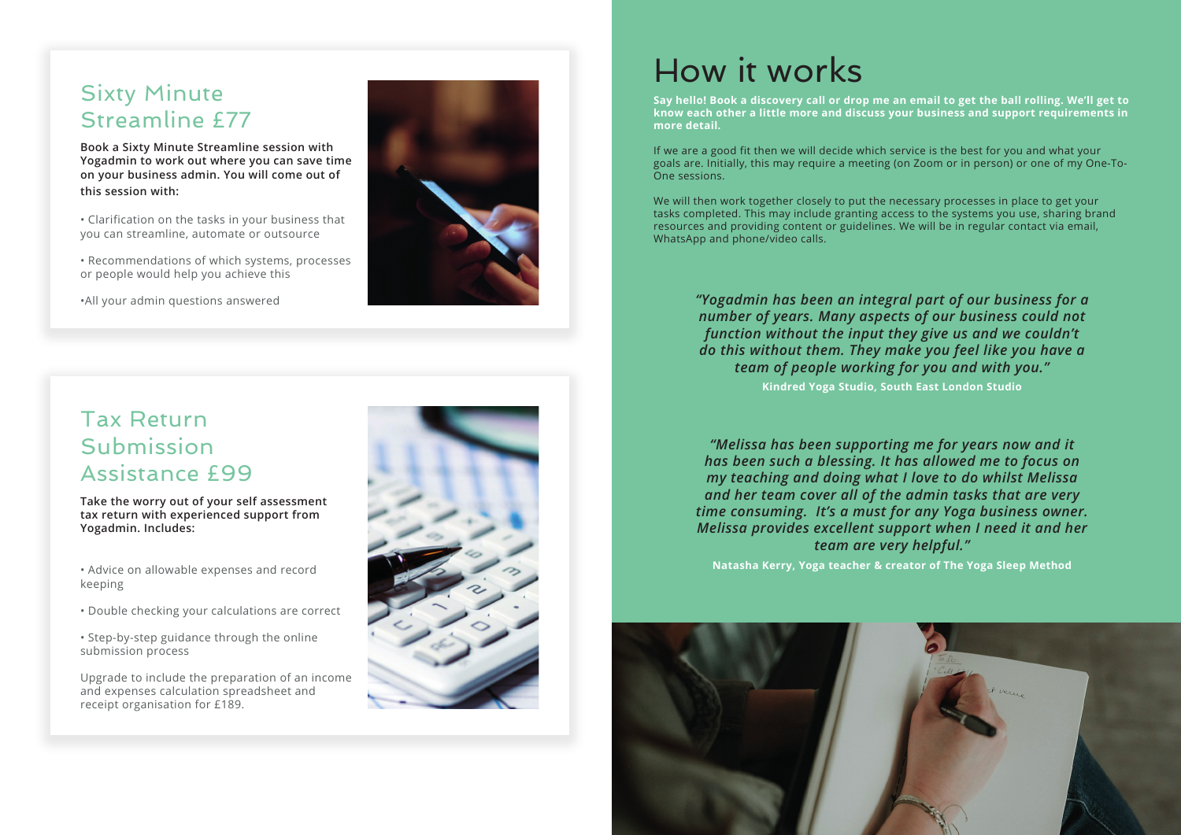## Sixty Minute Streamline £77

**Book a Sixty Minute Streamline session with Yogadmin to work out where you can save time on your business admin. You will come out of this session with:**

• Clarification on the tasks in your business that you can streamline, automate or outsource

• Recommendations of which systems, processes or people would help you achieve this

•All your admin questions answered

## Tax Return Submission Assistance £99

**Take the worry out of your self assessment tax return with experienced support from Yogadmin. Includes:**

• Advice on allowable expenses and record keeping

• Double checking your calculations are correct

• Step-by-step guidance through the online submission process

Upgrade to include the preparation of an income and expenses calculation spreadsheet and receipt organisation for £189.

# How it works

**Say hello! Book a discovery call or drop me an email to get the ball rolling. We'll get to know each other a little more and discuss your business and support requirements in more detail.**

If we are a good fit then we will decide which service is the best for you and what your goals are. Initially, this may require a meeting (on Zoom or in person) or one of my One-To-One sessions.

We will then work together closely to put the necessary processes in place to get your tasks completed. This may include granting access to the systems you use, sharing brand resources and providing content or guidelines. We will be in regular contact via email, WhatsApp and phone/video calls.

***"Yogadmin has been an integral part of our business for a number of years. Many aspects of our business could not function without the input they give us and we couldn't do this without them. They make you feel like you have a team of people working for you and with you."***

**Kindred Yoga Studio, South East London Studio**

***"Melissa has been supporting me for years now and it has been such a blessing. It has allowed me to focus on my teaching and doing what I love to do whilst Melissa and her team cover all of the admin tasks that are very time consuming. It's a must for any Yoga business owner. Melissa provides excellent support when I need it and her team are very helpful."***

**Natasha Kerry, Yoga teacher & creator of The Yoga Sleep Method**